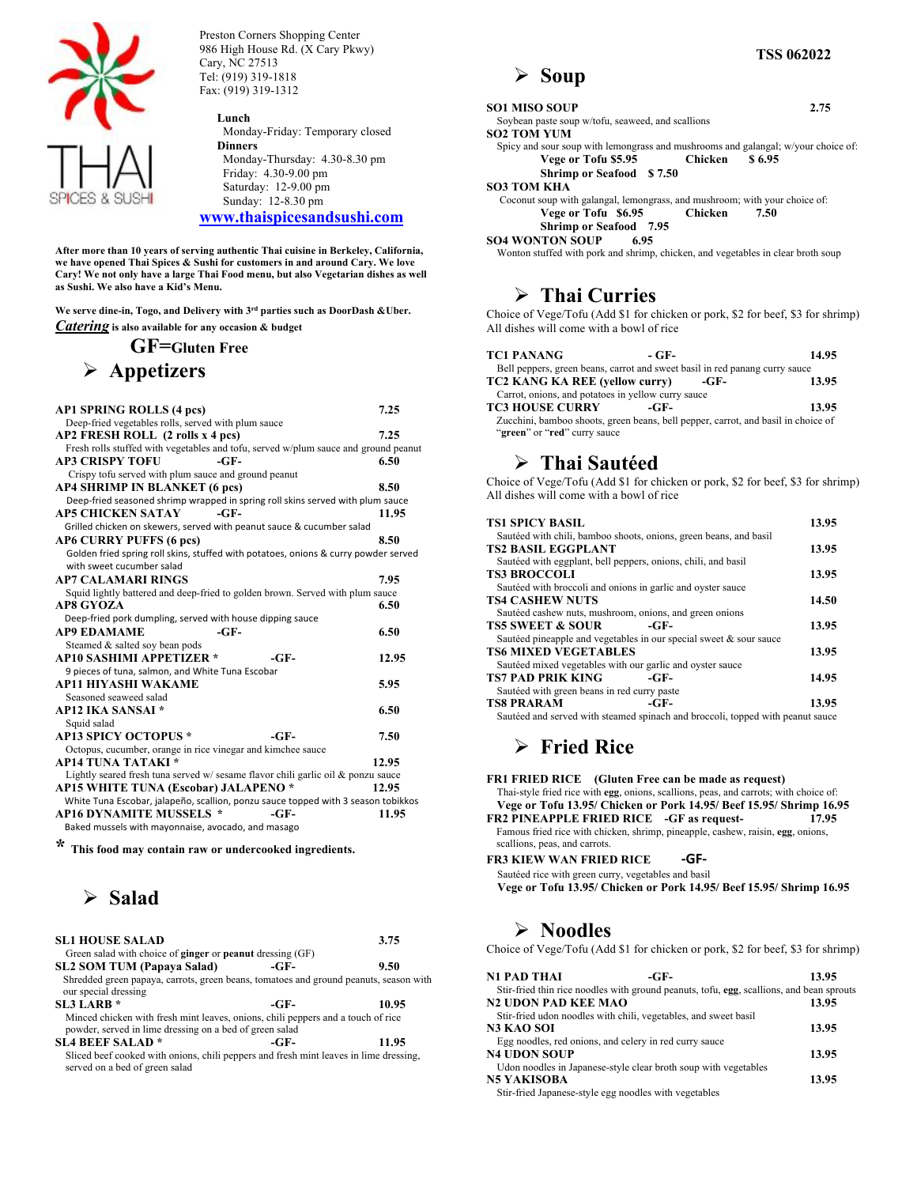# THAI SPICES & SUSHI

Preston Corners Shopping Center
986 High House Rd. (X Cary Pkwy)
Cary, NC 27513
Tel: (919) 319-1818
Fax: (919) 319-1312

**Lunch**
Monday-Friday: Temporary closed
**Dinners**
Monday-Thursday: 4.30-8.30 pm
Friday: 4.30-9.00 pm
Saturday: 12-9.00 pm
Sunday: 12-8.30 pm

**www.thaispicesandsushi.com**

**After more than 10 years of serving authentic Thai cuisine in Berkeley, California, we have opened Thai Spices & Sushi for customers in and around Cary. We love Cary! We not only have a large Thai Food menu, but also Vegetarian dishes as well as Sushi. We also have a Kid's Menu.**

**We serve dine-in, Togo, and Delivery with 3rd parties such as DoorDash &Uber.**
***Catering* is also available for any occasion & budget**

**GF=Gluten Free**

## Appetizers

**AP1 SPRING ROLLS (4 pcs)** 7.25
Deep-fried vegetables rolls, served with plum sauce

**AP2 FRESH ROLL (2 rolls x 4 pcs)** 7.25
Fresh rolls stuffed with vegetables and tofu, served w/plum sauce and ground peanut

**AP3 CRISPY TOFU -GF-** 6.50
Crispy tofu served with plum sauce and ground peanut

**AP4 SHRIMP IN BLANKET (6 pcs)** 8.50
Deep-fried seasoned shrimp wrapped in spring roll skins served with plum sauce

**AP5 CHICKEN SATAY -GF-** 11.95
Grilled chicken on skewers, served with peanut sauce & cucumber salad

**AP6 CURRY PUFFS (6 pcs)** 8.50
Golden fried spring roll skins, stuffed with potatoes, onions & curry powder served with sweet cucumber salad

**AP7 CALAMARI RINGS** 7.95
Squid lightly battered and deep-fried to golden brown. Served with plum sauce

**AP8 GYOZA** 6.50
Deep-fried pork dumpling, served with house dipping sauce

**AP9 EDAMAME -GF-** 6.50
Steamed & salted soy bean pods

**AP10 SASHIMI APPETIZER * -GF-** 12.95
9 pieces of tuna, salmon, and White Tuna Escobar

**AP11 HIYASHI WAKAME** 5.95
Seasoned seaweed salad

**AP12 IKA SANSAI *** 6.50
Squid salad

**AP13 SPICY OCTOPUS * -GF-** 7.50
Octopus, cucumber, orange in rice vinegar and kimchee sauce

**AP14 TUNA TATAKI *** 12.95
Lightly seared fresh tuna served w/ sesame flavor chili garlic oil & ponzu sauce

**AP15 WHITE TUNA (Escobar) JALAPENO *** 12.95
White Tuna Escobar, jalapeño, scallion, ponzu sauce topped with 3 season tobikkos

**AP16 DYNAMITE MUSSELS * -GF-** 11.95
Baked mussels with mayonnaise, avocado, and masago

**\* This food may contain raw or undercooked ingredients.**

## Salad

**SL1 HOUSE SALAD** 3.75
Green salad with choice of **ginger** or **peanut** dressing (GF)

**SL2 SOM TUM (Papaya Salad) -GF-** 9.50
Shredded green papaya, carrots, green beans, tomatoes and ground peanuts, season with our special dressing

**SL3 LARB * -GF-** 10.95
Minced chicken with fresh mint leaves, onions, chili peppers and a touch of rice powder, served in lime dressing on a bed of green salad

**SL4 BEEF SALAD * -GF-** 11.95
Sliced beef cooked with onions, chili peppers and fresh mint leaves in lime dressing, served on a bed of green salad

TSS 062022

## Soup

**SO1 MISO SOUP** 2.75
Soybean paste soup w/tofu, seaweed, and scallions

**SO2 TOM YUM**
Spicy and sour soup with lemongrass and mushrooms and galangal; w/your choice of:
**Vege or Tofu $5.95 Chicken $ 6.95**
**Shrimp or Seafood $ 7.50**

**SO3 TOM KHA**
Coconut soup with galangal, lemongrass, and mushroom; with your choice of:
**Vege or Tofu $6.95 Chicken 7.50**
**Shrimp or Seafood 7.95**

**SO4 WONTON SOUP** 6.95
Wonton stuffed with pork and shrimp, chicken, and vegetables in clear broth soup

## Thai Curries

Choice of Vege/Tofu (Add $1 for chicken or pork, $2 for beef, $3 for shrimp)
All dishes will come with a bowl of rice

**TC1 PANANG - GF-** 14.95
Bell peppers, green beans, carrot and sweet basil in red panang curry sauce

**TC2 KANG KA REE (yellow curry) -GF-** 13.95
Carrot, onions, and potatoes in yellow curry sauce

**TC3 HOUSE CURRY -GF-** 13.95
Zucchini, bamboo shoots, green beans, bell pepper, carrot, and basil in choice of "**green**" or "**red**" curry sauce

## Thai Sautéed

Choice of Vege/Tofu (Add $1 for chicken or pork, $2 for beef, $3 for shrimp)
All dishes will come with a bowl of rice

**TS1 SPICY BASIL** 13.95
Sautéed with chili, bamboo shoots, onions, green beans, and basil

**TS2 BASIL EGGPLANT** 13.95
Sautéed with eggplant, bell peppers, onions, chili, and basil

**TS3 BROCCOLI** 13.95
Sautéed with broccoli and onions in garlic and oyster sauce

**TS4 CASHEW NUTS** 14.50
Sautéed cashew nuts, mushroom, onions, and green onions

**TS5 SWEET & SOUR -GF-** 13.95
Sautéed pineapple and vegetables in our special sweet & sour sauce

**TS6 MIXED VEGETABLES** 13.95
Sautéed mixed vegetables with our garlic and oyster sauce

**TS7 PAD PRIK KING -GF-** 14.95
Sautéed with green beans in red curry paste

**TS8 PRARAM -GF-** 13.95
Sautéed and served with steamed spinach and broccoli, topped with peanut sauce

## Fried Rice

**FR1 FRIED RICE (Gluten Free can be made as request)**
Thai-style fried rice with **egg**, onions, scallions, peas, and carrots; with choice of:
**Vege or Tofu 13.95/ Chicken or Pork 14.95/ Beef 15.95/ Shrimp 16.95**

**FR2 PINEAPPLE FRIED RICE -GF as request-** 17.95
Famous fried rice with chicken, shrimp, pineapple, cashew, raisin, **egg**, onions, scallions, peas, and carrots.

**FR3 KIEW WAN FRIED RICE -GF-**
Sautéed rice with green curry, vegetables and basil
**Vege or Tofu 13.95/ Chicken or Pork 14.95/ Beef 15.95/ Shrimp 16.95**

## Noodles

Choice of Vege/Tofu (Add $1 for chicken or pork, $2 for beef, $3 for shrimp)

**N1 PAD THAI -GF-** 13.95
Stir-fried thin rice noodles with ground peanuts, tofu, **egg**, scallions, and bean sprouts

**N2 UDON PAD KEE MAO** 13.95
Stir-fried udon noodles with chili, vegetables, and sweet basil

**N3 KAO SOI** 13.95
Egg noodles, red onions, and celery in red curry sauce

**N4 UDON SOUP** 13.95
Udon noodles in Japanese-style clear broth soup with vegetables

**N5 YAKISOBA** 13.95
Stir-fried Japanese-style egg noodles with vegetables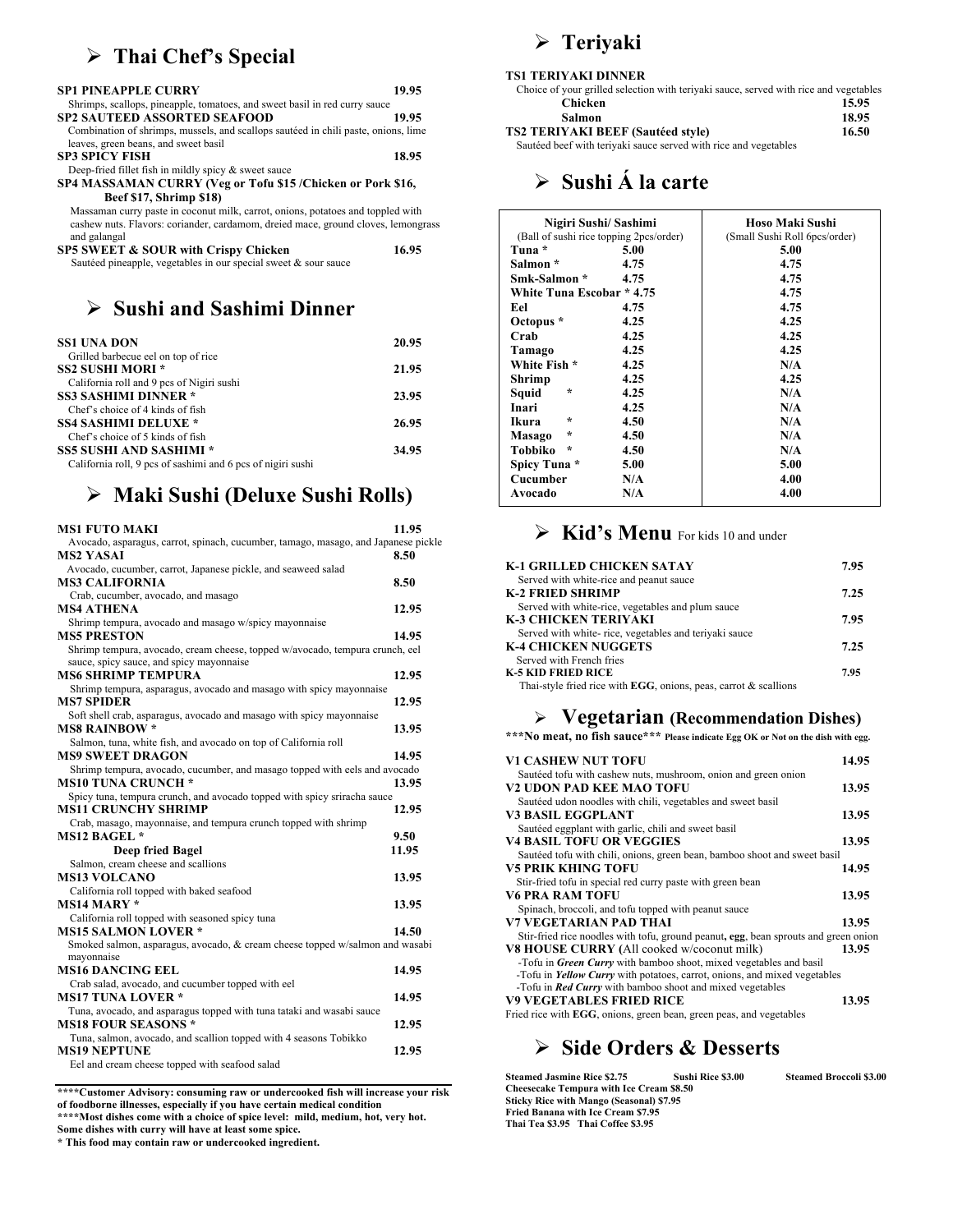## ➢ Thai Chef's Special

**SP1 PINEAPPLE CURRY** 19.95
Shrimps, scallops, pineapple, tomatoes, and sweet basil in red curry sauce

**SP2 SAUTEED ASSORTED SEAFOOD** 19.95
Combination of shrimps, mussels, and scallops sautéed in chili paste, onions, lime leaves, green beans, and sweet basil

**SP3 SPICY FISH** 18.95
Deep-fried fillet fish in mildly spicy & sweet sauce

**SP4 MASSAMAN CURRY (Veg or Tofu $15 /Chicken or Pork $16, Beef $17, Shrimp $18)**
Massaman curry paste in coconut milk, carrot, onions, potatoes and toppled with cashew nuts. Flavors: coriander, cardamom, dreied mace, ground cloves, lemongrass and galangal

**SP5 SWEET & SOUR with Crispy Chicken** 16.95
Sautéed pineapple, vegetables in our special sweet & sour sauce

## ➢ Sushi and Sashimi Dinner

**SS1 UNA DON** 20.95
Grilled barbecue eel on top of rice

**SS2 SUSHI MORI *** 21.95
California roll and 9 pcs of Nigiri sushi

**SS3 SASHIMI DINNER *** 23.95
Chef's choice of 4 kinds of fish

**SS4 SASHIMI DELUXE *** 26.95
Chef's choice of 5 kinds of fish

**SS5 SUSHI AND SASHIMI *** 34.95
California roll, 9 pcs of sashimi and 6 pcs of nigiri sushi

## ➢ Maki Sushi (Deluxe Sushi Rolls)

**MS1 FUTO MAKI** 11.95
Avocado, asparagus, carrot, spinach, cucumber, tamago, masago, and Japanese pickle

**MS2 YASAI** 8.50
Avocado, cucumber, carrot, Japanese pickle, and seaweed salad

**MS3 CALIFORNIA** 8.50
Crab, cucumber, avocado, and masago

**MS4 ATHENA** 12.95
Shrimp tempura, avocado and masago w/spicy mayonnaise

**MS5 PRESTON** 14.95
Shrimp tempura, avocado, cream cheese, topped w/avocado, tempura crunch, eel sauce, spicy sauce, and spicy mayonnaise

**MS6 SHRIMP TEMPURA** 12.95
Shrimp tempura, asparagus, avocado and masago with spicy mayonnaise

**MS7 SPIDER** 12.95
Soft shell crab, asparagus, avocado and masago with spicy mayonnaise

**MS8 RAINBOW *** 13.95
Salmon, tuna, white fish, and avocado on top of California roll

**MS9 SWEET DRAGON** 14.95
Shrimp tempura, avocado, cucumber, and masago topped with eels and avocado

**MS10 TUNA CRUNCH *** 13.95
Spicy tuna, tempura crunch, and avocado topped with spicy sriracha sauce

**MS11 CRUNCHY SHRIMP** 12.95
Crab, masago, mayonnaise, and tempura crunch topped with shrimp

**MS12 BAGEL *** 9.50
**Deep fried Bagel** 11.95
Salmon, cream cheese and scallions

**MS13 VOLCANO** 13.95
California roll topped with baked seafood

**MS14 MARY *** 13.95
California roll topped with seasoned spicy tuna

**MS15 SALMON LOVER *** 14.50
Smoked salmon, asparagus, avocado, & cream cheese topped w/salmon and wasabi mayonnaise

**MS16 DANCING EEL** 14.95
Crab salad, avocado, and cucumber topped with eel

**MS17 TUNA LOVER *** 14.95
Tuna, avocado, and asparagus topped with tuna tataki and wasabi sauce

**MS18 FOUR SEASONS *** 12.95
Tuna, salmon, avocado, and scallion topped with 4 seasons Tobikko

**MS19 NEPTUNE** 12.95
Eel and cream cheese topped with seafood salad

**\*\*\*\*Customer Advisory: consuming raw or undercooked fish will increase your risk of foodborne illnesses, especially if you have certain medical condition**
**\*\*\*\*Most dishes come with a choice of spice level: mild, medium, hot, very hot. Some dishes with curry will have at least some spice.**
**\* This food may contain raw or undercooked ingredient.**

## ➢ Teriyaki

**TS1 TERIYAKI DINNER**
Choice of your grilled selection with teriyaki sauce, served with rice and vegetables
**Chicken** 15.95
**Salmon** 18.95

**TS2 TERIYAKI BEEF (Sautéed style)** 16.50
Sautéed beef with teriyaki sauce served with rice and vegetables

## ➢ Sushi Á la carte

| Nigiri Sushi/ Sashimi (Ball of sushi rice topping 2pcs/order) | | Hoso Maki Sushi (Small Sushi Roll 6pcs/order) |
|---|---|---|
| **Tuna *** | **5.00** | **5.00** |
| **Salmon *** | **4.75** | **4.75** |
| **Smk-Salmon *** | **4.75** | **4.75** |
| **White Tuna Escobar *** | **4.75** | **4.75** |
| **Eel** | **4.75** | **4.75** |
| **Octopus *** | **4.25** | **4.25** |
| **Crab** | **4.25** | **4.25** |
| **Tamago** | **4.25** | **4.25** |
| **White Fish *** | **4.25** | **N/A** |
| **Shrimp** | **4.25** | **4.25** |
| **Squid *** | **4.25** | **N/A** |
| **Inari** | **4.25** | **N/A** |
| **Ikura *** | **4.50** | **N/A** |
| **Masago *** | **4.50** | **N/A** |
| **Tobbiko *** | **4.50** | **N/A** |
| **Spicy Tuna *** | **5.00** | **5.00** |
| **Cucumber** | **N/A** | **4.00** |
| **Avocado** | **N/A** | **4.00** |

## ➢ Kid's Menu
For kids 10 and under

**K-1 GRILLED CHICKEN SATAY** 7.95
Served with white-rice and peanut sauce

**K-2 FRIED SHRIMP** 7.25
Served with white-rice, vegetables and plum sauce

**K-3 CHICKEN TERIYAKI** 7.95
Served with white- rice, vegetables and teriyaki sauce

**K-4 CHICKEN NUGGETS** 7.25
Served with French fries

**K-5 KID FRIED RICE** 7.95
Thai-style fried rice with **EGG**, onions, peas, carrot & scallions

## ➢ Vegetarian (Recommendation Dishes)

**\*\*\*No meat, no fish sauce\*\*\*** **Please indicate Egg OK or Not on the dish with egg.**

**V1 CASHEW NUT TOFU** 14.95
Sautéed tofu with cashew nuts, mushroom, onion and green onion

**V2 UDON PAD KEE MAO TOFU** 13.95
Sautéed udon noodles with chili, vegetables and sweet basil

**V3 BASIL EGGPLANT** 13.95
Sautéed eggplant with garlic, chili and sweet basil

**V4 BASIL TOFU OR VEGGIES** 13.95
Sautéed tofu with chili, onions, green bean, bamboo shoot and sweet basil

**V5 PRIK KHING TOFU** 14.95
Stir-fried tofu in special red curry paste with green bean

**V6 PRA RAM TOFU** 13.95
Spinach, broccoli, and tofu topped with peanut sauce

**V7 VEGETARIAN PAD THAI** 13.95
Stir-fried rice noodles with tofu, ground peanut**,** **egg**, bean sprouts and green onion

**V8 HOUSE CURRY** (All cooked w/coconut milk) 13.95
-Tofu in ***Green Curry*** with bamboo shoot, mixed vegetables and basil
-Tofu in ***Yellow Curry*** with potatoes, carrot, onions, and mixed vegetables
-Tofu in ***Red Curry*** with bamboo shoot and mixed vegetables

**V9 VEGETABLES FRIED RICE** 13.95
Fried rice with **EGG**, onions, green bean, green peas, and vegetables

## ➢ Side Orders & Desserts

**Steamed Jasmine Rice $2.75** **Sushi Rice $3.00** **Steamed Broccoli $3.00**
**Cheesecake Tempura with Ice Cream $8.50**
**Sticky Rice with Mango (Seasonal) $7.95**
**Fried Banana with Ice Cream $7.95**
**Thai Tea $3.95 Thai Coffee $3.95**